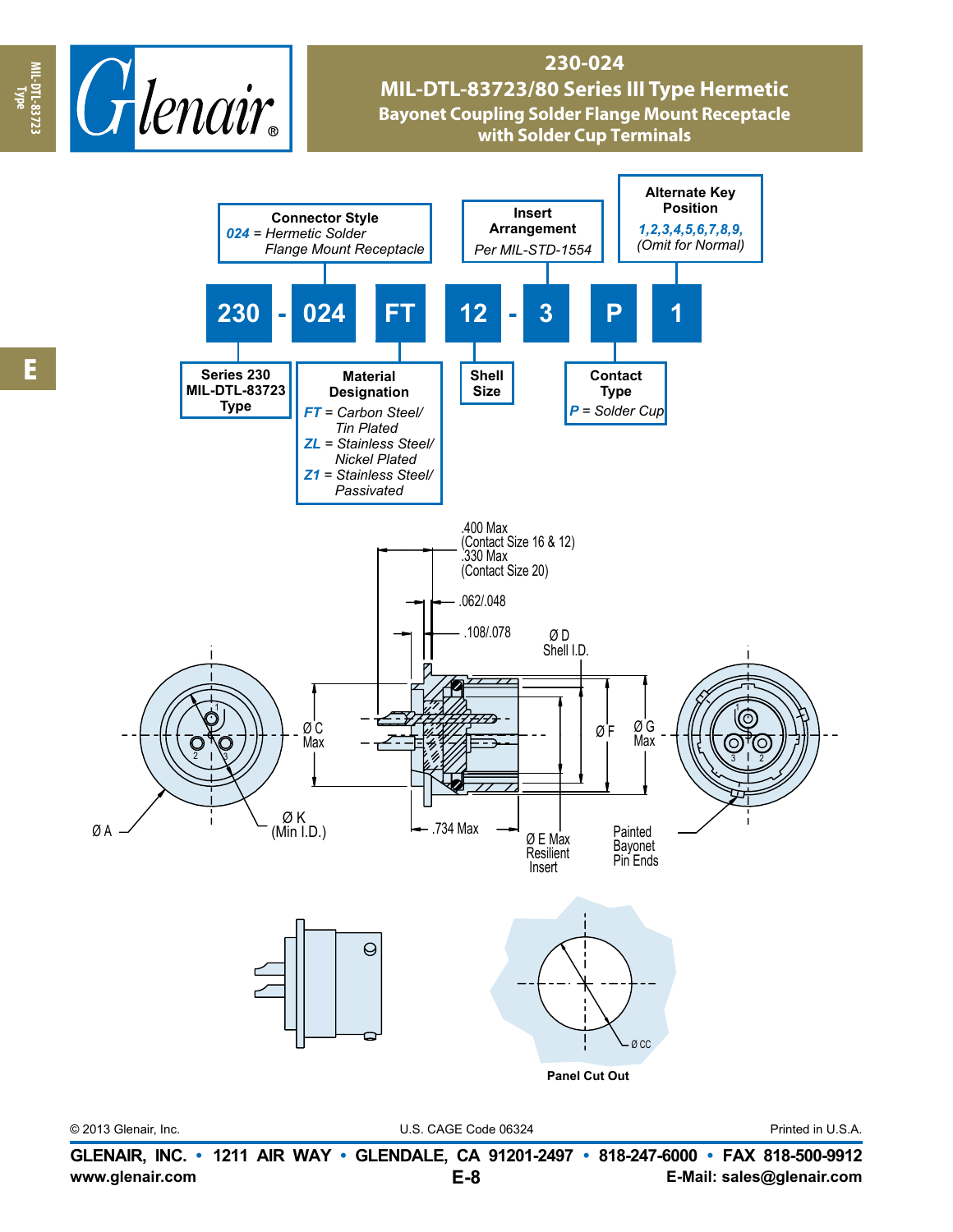# 230-024

## MIL-DTL-83723/80 Series III Type Hermetic

### Bayonet Coupling Solder Flange Mount Receptacle with Solder Cup Terminals

**230 - 024 FT 12 - 3 P 1**

**Series 230 MIL-DTL-83723 Type**

**Connector Style**
*024* = *Hermetic Solder Flange Mount Receptacle*

**Material Designation**
- *FT* = *Carbon Steel/ Tin Plated*
- *ZL* = *Stainless Steel/ Nickel Plated*
- *Z1* = *Stainless Steel/ Passivated*

**Shell Size**

**Insert Arrangement**
*Per MIL-STD-1554*

**Contact Type**
*P* = *Solder Cup*

**Alternate Key Position**
*1,2,3,4,5,6,7,8,9,*
*(Omit for Normal)*

.400 Max (Contact Size 16 & 12)
.330 Max (Contact Size 20)
.062/.048
.108/.078
Ø D Shell I.D.
Ø C Max
Ø F
Ø G Max
Ø A
Ø K (Min I.D.)
.734 Max
Ø E Max Resilient Insert
Painted Bayonet Pin Ends
Ø CC

**Panel Cut Out**

© 2013 Glenair, Inc. U.S. CAGE Code 06324 Printed in U.S.A.

**GLENAIR, INC. • 1211 AIR WAY • GLENDALE, CA 91201-2497 • 818-247-6000 • FAX 818-500-9912**
**www.glenair.com** **E-8** **E-Mail: sales@glenair.com**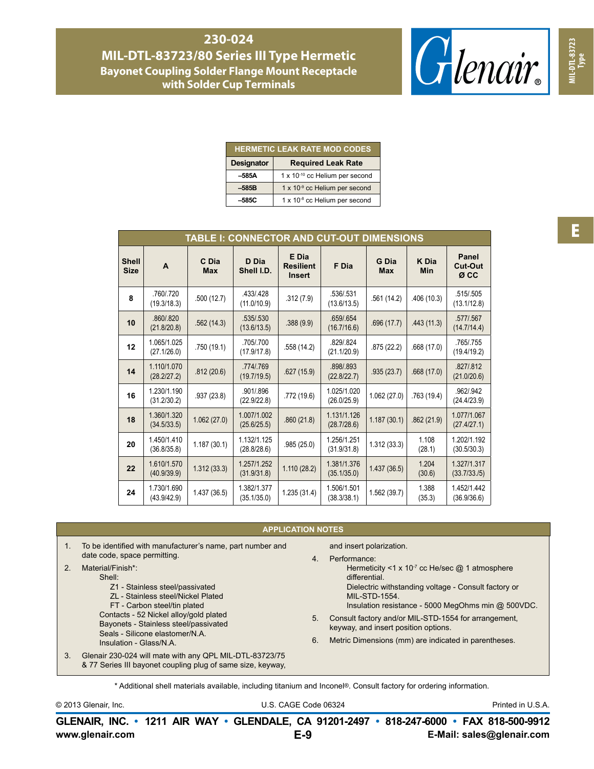# 230-024

## MIL-DTL-83723/80 Series III Type Hermetic

### Bayonet Coupling Solder Flange Mount Receptacle with Solder Cup Terminals

| HERMETIC LEAK RATE MOD CODES | |
|---|---|
| **Designator** | **Required Leak Rate** |
| –585A | 1 x $10^{-10}$ cc Helium per second |
| –585B | 1 x $10^{-9}$ cc Helium per second |
| –585C | 1 x $10^{-8}$ cc Helium per second |

**TABLE I: CONNECTOR AND CUT-OUT DIMENSIONS**

| Shell Size | A | C Dia Max | D Dia Shell I.D. | E Dia Resilient Insert | F Dia | G Dia Max | K Dia Min | Panel Cut-Out Ø CC |
|---|---|---|---|---|---|---|---|---|
| 8 | .760/.720 (19.3/18.3) | .500 (12.7) | .433/.428 (11.0/10.9) | .312 (7.9) | .536/.531 (13.6/13.5) | .561 (14.2) | .406 (10.3) | .515/.505 (13.1/12.8) |
| 10 | .860/.820 (21.8/20.8) | .562 (14.3) | .535/.530 (13.6/13.5) | .388 (9.9) | .659/.654 (16.7/16.6) | .696 (17.7) | .443 (11.3) | .577/.567 (14.7/14.4) |
| 12 | 1.065/1.025 (27.1/26.0) | .750 (19.1) | .705/.700 (17.9/17.8) | .558 (14.2) | .829/.824 (21.1/20.9) | .875 (22.2) | .668 (17.0) | .765/.755 (19.4/19.2) |
| 14 | 1.110/1.070 (28.2/27.2) | .812 (20.6) | .774/.769 (19.7/19.5) | .627 (15.9) | .898/.893 (22.8/22.7) | .935 (23.7) | .668 (17.0) | .827/.812 (21.0/20.6) |
| 16 | 1.230/1.190 (31.2/30.2) | .937 (23.8) | .901/.896 (22.9/22.8) | .772 (19.6) | 1.025/1.020 (26.0/25.9) | 1.062 (27.0) | .763 (19.4) | .962/.942 (24.4/23.9) |
| 18 | 1.360/1.320 (34.5/33.5) | 1.062 (27.0) | 1.007/1.002 (25.6/25.5) | .860 (21.8) | 1.131/1.126 (28.7/28.6) | 1.187 (30.1) | .862 (21.9) | 1.077/1.067 (27.4/27.1) |
| 20 | 1.450/1.410 (36.8/35.8) | 1.187 (30.1) | 1.132/1.125 (28.8/28.6) | .985 (25.0) | 1.256/1.251 (31.9/31.8) | 1.312 (33.3) | 1.108 (28.1) | 1.202/1.192 (30.5/30.3) |
| 22 | 1.610/1.570 (40.9/39.9) | 1.312 (33.3) | 1.257/1.252 (31.9/31.8) | 1.110 (28.2) | 1.381/1.376 (35.1/35.0) | 1.437 (36.5) | 1.204 (30.6) | 1.327/1.317 (33.7/33./5) |
| 24 | 1.730/1.690 (43.9/42.9) | 1.437 (36.5) | 1.382/1.377 (35.1/35.0) | 1.235 (31.4) | 1.506/1.501 (38.3/38.1) | 1.562 (39.7) | 1.388 (35.3) | 1.452/1.442 (36.9/36.6) |

**APPLICATION NOTES**

1. To be identified with manufacturer's name, part number and date code, space permitting.
2. Material/Finish*:
   - Shell:
     - Z1 - Stainless steel/passivated
     - ZL - Stainless steel/Nickel Plated
     - FT - Carbon steel/tin plated
   - Contacts - 52 Nickel alloy/gold plated
   - Bayonets - Stainless steel/passivated
   - Seals - Silicone elastomer/N.A.
   - Insulation - Glass/N.A.
3. Glenair 230-024 will mate with any QPL MIL-DTL-83723/75 & 77 Series III bayonet coupling plug of same size, keyway, and insert polarization.
4. Performance:
   - Hermeticity <1 x $10^{-7}$ cc He/sec @ 1 atmosphere differential.
   - Dielectric withstanding voltage - Consult factory or MIL-STD-1554.
   - Insulation resistance - 5000 MegOhms min @ 500VDC.
5. Consult factory and/or MIL-STD-1554 for arrangement, keyway, and insert position options.
6. Metric Dimensions (mm) are indicated in parentheses.

\* Additional shell materials available, including titanium and Inconel®. Consult factory for ordering information.

© 2013 Glenair, Inc. U.S. CAGE Code 06324 Printed in U.S.A.

**GLENAIR, INC. • 1211 AIR WAY • GLENDALE, CA 91201-2497 • 818-247-6000 • FAX 818-500-9912**
**www.glenair.com** **E-Mail: sales@glenair.com**